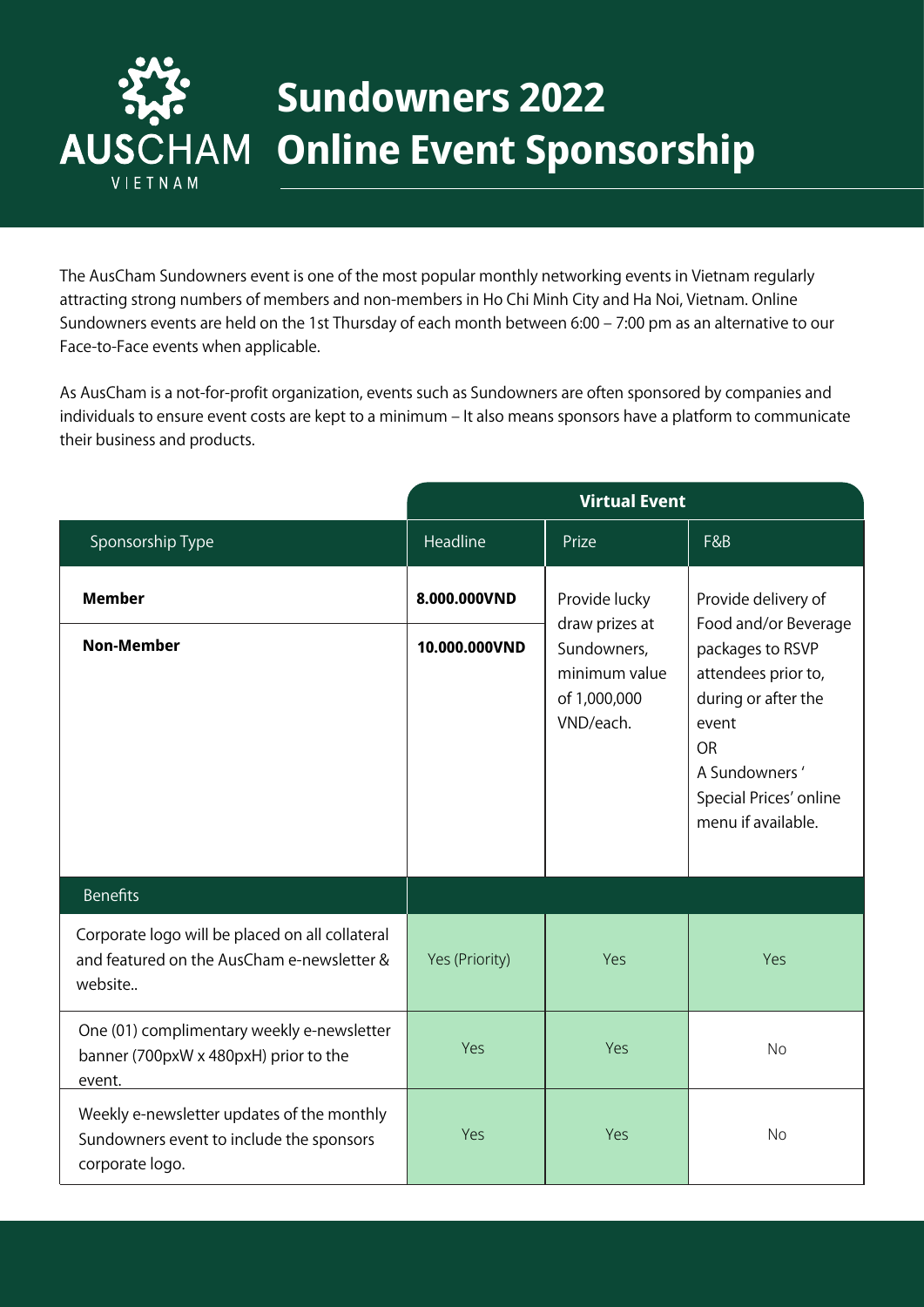# AUSCHAM VIETNAM

# Sundowners 2022 Online Event Sponsorship

The AusCham Sundowners event is one of the most popular monthly networking events in Vietnam regularly attracting strong numbers of members and non-members in Ho Chi Minh City and Ha Noi, Vietnam. Online Sundowners events are held on the 1st Thursday of each month between 6:00 – 7:00 pm as an alternative to our Face-to-Face events when applicable.

As AusCham is a not-for-profit organization, events such as Sundowners are often sponsored by companies and individuals to ensure event costs are kept to a minimum – It also means sponsors have a platform to communicate their business and products.

| | Virtual Event | | |
|---|---|---|---|
| Sponsorship Type | Headline | Prize | F&B |
| **Member** | **8.000.000VND** | Provide lucky draw prizes at Sundowners, minimum value of 1,000,000 VND/each. | Provide delivery of Food and/or Beverage packages to RSVP attendees prior to, during or after the event OR A Sundowners ' Special Prices' online menu if available. |
| **Non-Member** | **10.000.000VND** | | |
| Benefits | | | |
| Corporate logo will be placed on all collateral and featured on the AusCham e-newsletter & website.. | Yes (Priority) | Yes | Yes |
| One (01) complimentary weekly e-newsletter banner (700pxW x 480pxH) prior to the event. | Yes | Yes | No |
| Weekly e-newsletter updates of the monthly Sundowners event to include the sponsors corporate logo. | Yes | Yes | No |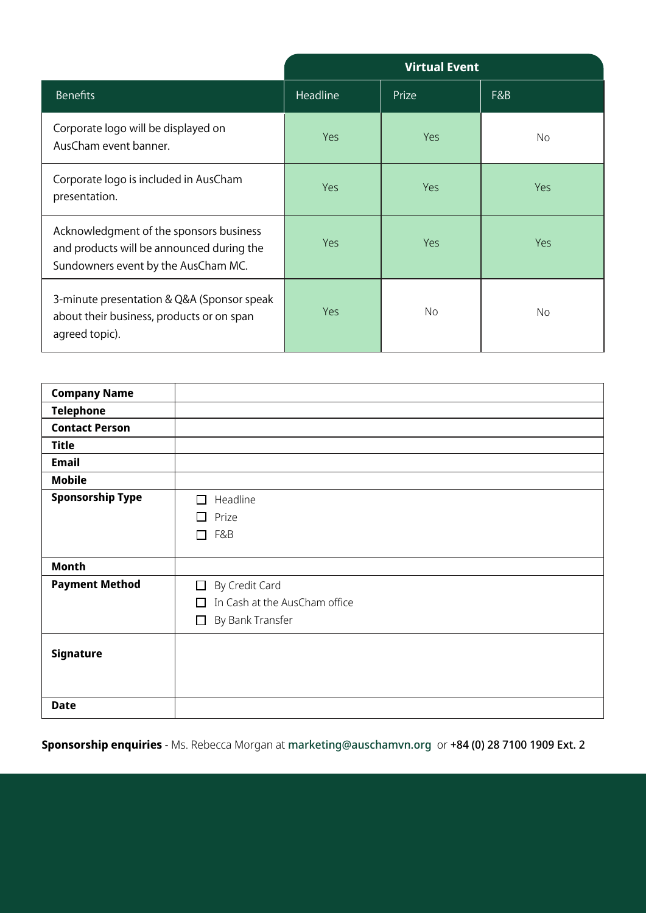| | Virtual Event | | |
|---|---|---|---|
| Benefits | Headline | Prize | F&B |
| Corporate logo will be displayed on AusCham event banner. | Yes | Yes | No |
| Corporate logo is included in AusCham presentation. | Yes | Yes | Yes |
| Acknowledgment of the sponsors business and products will be announced during the Sundowners event by the AusCham MC. | Yes | Yes | Yes |
| 3-minute presentation & Q&A (Sponsor speak about their business, products or on span agreed topic). | Yes | No | No |

| | |
|---|---|
| **Company Name** | |
| **Telephone** | |
| **Contact Person** | |
| **Title** | |
| **Email** | |
| **Mobile** | |
| **Sponsorship Type** | ☐ Headline<br>☐ Prize<br>☐ F&B |
| **Month** | |
| **Payment Method** | ☐ By Credit Card<br>☐ In Cash at the AusCham office<br>☐ By Bank Transfer |
| **Signature** | |
| **Date** | |

**Sponsorship enquiries** - Ms. Rebecca Morgan at marketing@auschamvn.org or +84 (0) 28 7100 1909 Ext. 2